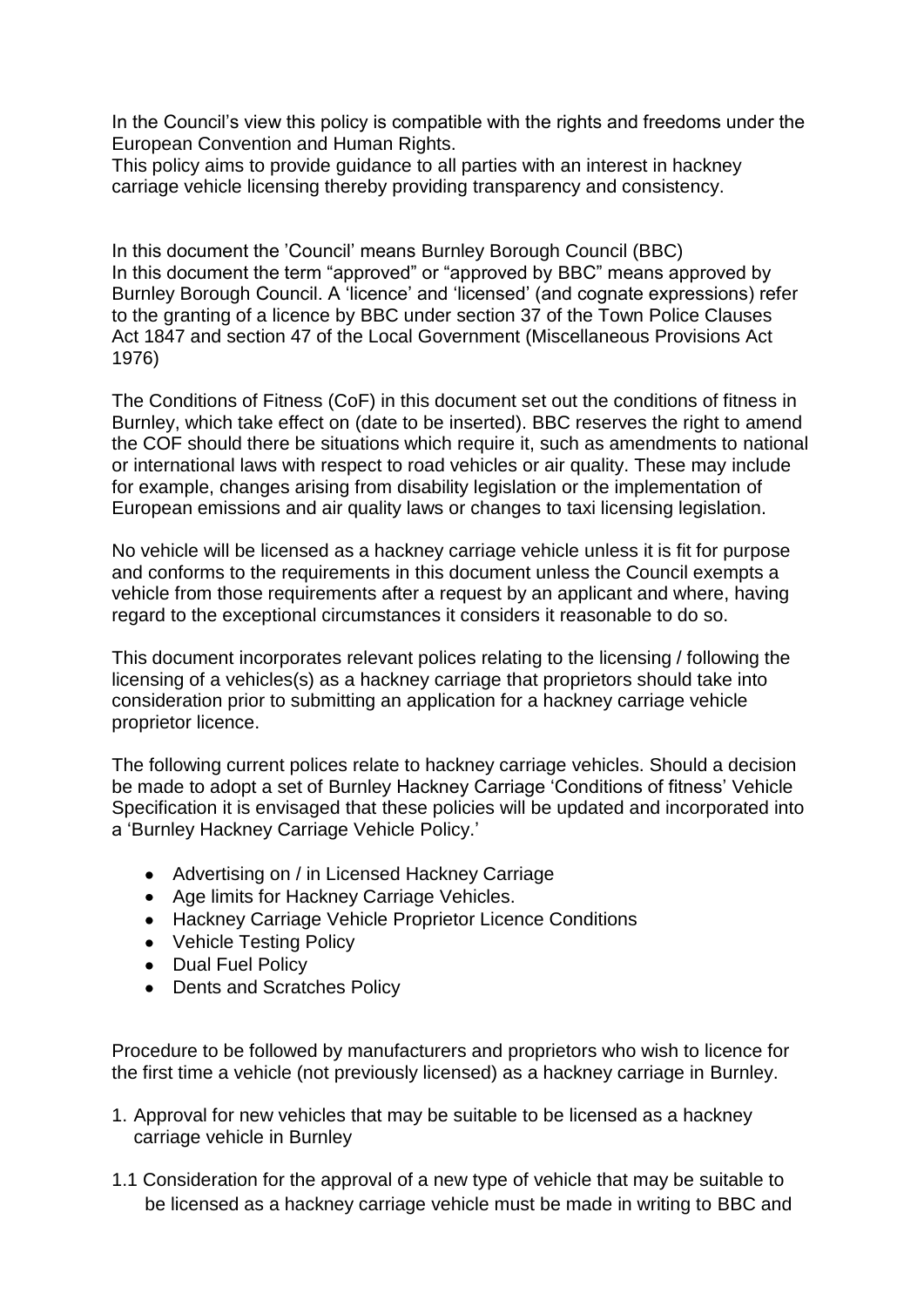In the Council's view this policy is compatible with the rights and freedoms under the European Convention and Human Rights.
This policy aims to provide guidance to all parties with an interest in hackney carriage vehicle licensing thereby providing transparency and consistency.

In this document the 'Council' means Burnley Borough Council (BBC)
In this document the term "approved" or "approved by BBC" means approved by Burnley Borough Council. A 'licence' and 'licensed' (and cognate expressions) refer to the granting of a licence by BBC under section 37 of the Town Police Clauses Act 1847 and section 47 of the Local Government (Miscellaneous Provisions Act 1976)

The Conditions of Fitness (CoF) in this document set out the conditions of fitness in Burnley, which take effect on (date to be inserted). BBC reserves the right to amend the COF should there be situations which require it, such as amendments to national or international laws with respect to road vehicles or air quality. These may include for example, changes arising from disability legislation or the implementation of European emissions and air quality laws or changes to taxi licensing legislation.

No vehicle will be licensed as a hackney carriage vehicle unless it is fit for purpose and conforms to the requirements in this document unless the Council exempts a vehicle from those requirements after a request by an applicant and where, having regard to the exceptional circumstances it considers it reasonable to do so.

This document incorporates relevant polices relating to the licensing / following the licensing of a vehicles(s) as a hackney carriage that proprietors should take into consideration prior to submitting an application for a hackney carriage vehicle proprietor licence.

The following current polices relate to hackney carriage vehicles. Should a decision be made to adopt a set of Burnley Hackney Carriage 'Conditions of fitness' Vehicle Specification it is envisaged that these policies will be updated and incorporated into a 'Burnley Hackney Carriage Vehicle Policy.'

- Advertising on / in Licensed Hackney Carriage
- Age limits for Hackney Carriage Vehicles.
- Hackney Carriage Vehicle Proprietor Licence Conditions
- Vehicle Testing Policy
- Dual Fuel Policy
- Dents and Scratches Policy

Procedure to be followed by manufacturers and proprietors who wish to licence for the first time a vehicle (not previously licensed) as a hackney carriage in Burnley.

1. Approval for new vehicles that may be suitable to be licensed as a hackney carriage vehicle in Burnley

1.1 Consideration for the approval of a new type of vehicle that may be suitable to be licensed as a hackney carriage vehicle must be made in writing to BBC and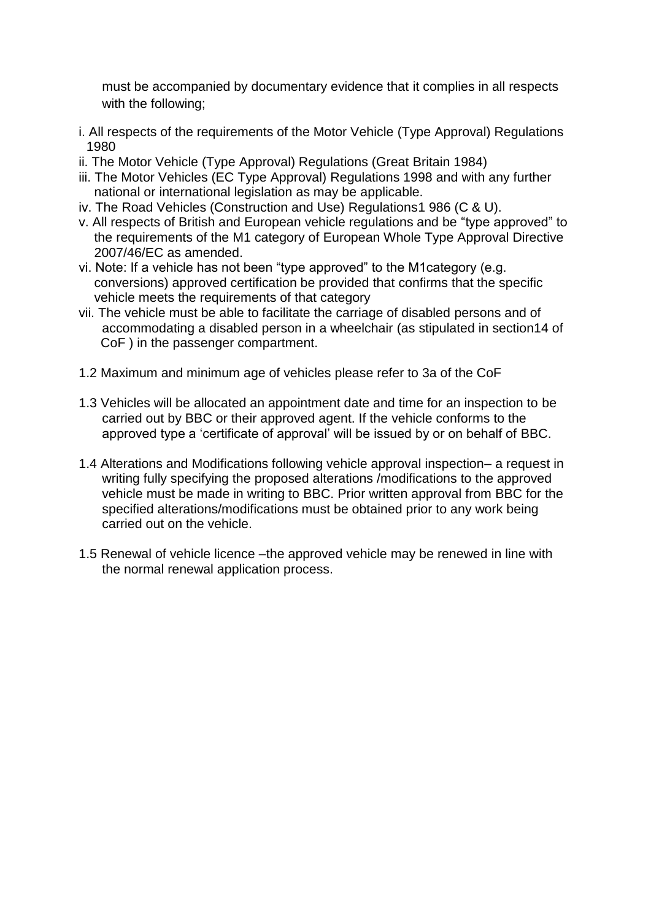must be accompanied by documentary evidence that it complies in all respects with the following;

i. All respects of the requirements of the Motor Vehicle (Type Approval) Regulations 1980

ii. The Motor Vehicle (Type Approval) Regulations (Great Britain 1984)

iii. The Motor Vehicles (EC Type Approval) Regulations 1998 and with any further national or international legislation as may be applicable.

iv. The Road Vehicles (Construction and Use) Regulations1 986 (C & U).

v. All respects of British and European vehicle regulations and be "type approved" to the requirements of the M1 category of European Whole Type Approval Directive 2007/46/EC as amended.

vi. Note: If a vehicle has not been "type approved" to the M1category (e.g. conversions) approved certification be provided that confirms that the specific vehicle meets the requirements of that category

vii. The vehicle must be able to facilitate the carriage of disabled persons and of accommodating a disabled person in a wheelchair (as stipulated in section14 of CoF ) in the passenger compartment.

1.2 Maximum and minimum age of vehicles please refer to 3a of the CoF

1.3 Vehicles will be allocated an appointment date and time for an inspection to be carried out by BBC or their approved agent. If the vehicle conforms to the approved type a 'certificate of approval' will be issued by or on behalf of BBC.

1.4 Alterations and Modifications following vehicle approval inspection– a request in writing fully specifying the proposed alterations /modifications to the approved vehicle must be made in writing to BBC. Prior written approval from BBC for the specified alterations/modifications must be obtained prior to any work being carried out on the vehicle.

1.5 Renewal of vehicle licence –the approved vehicle may be renewed in line with the normal renewal application process.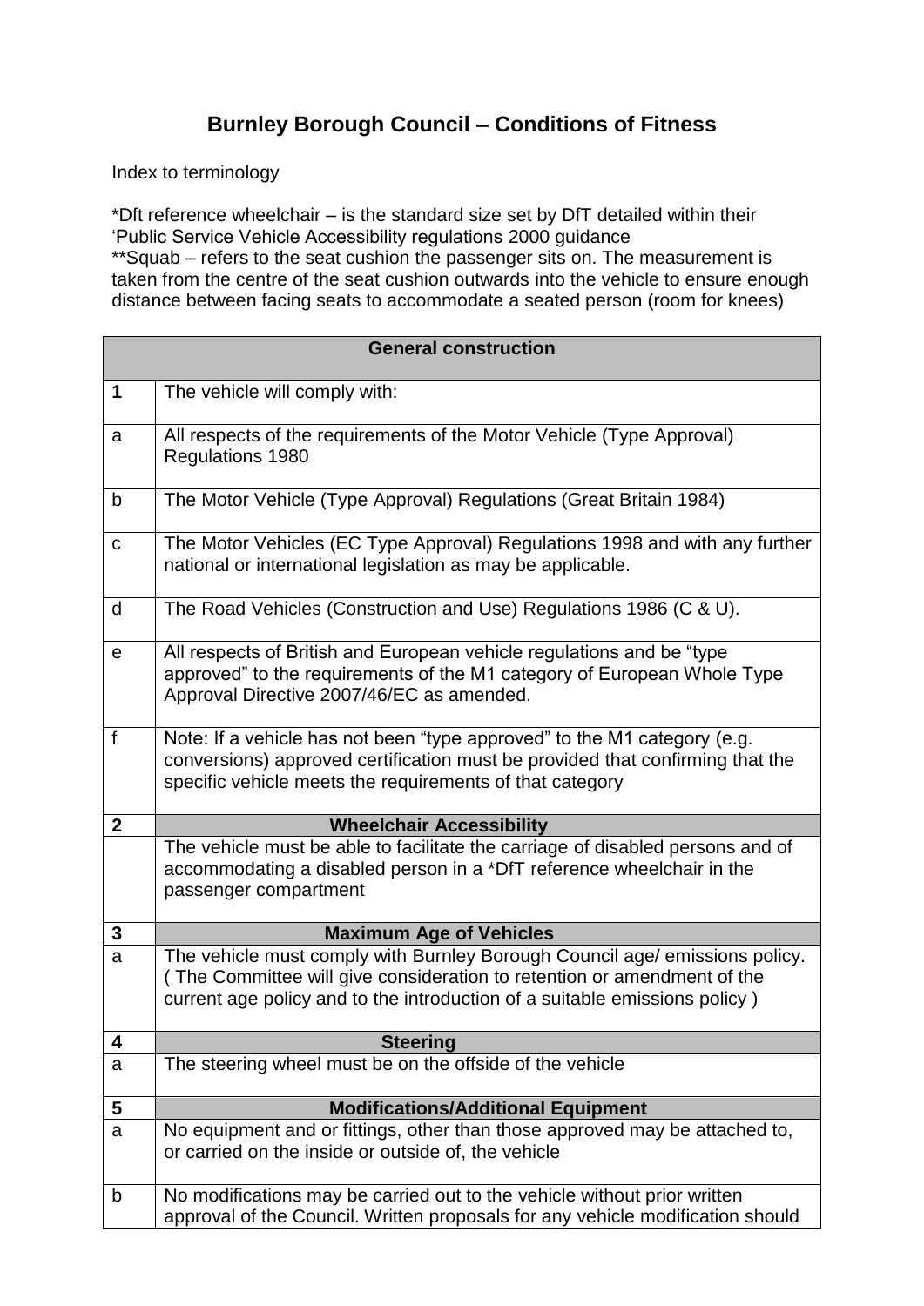## Burnley Borough Council – Conditions of Fitness

Index to terminology

*Dft reference wheelchair – is the standard size set by DfT detailed within their 'Public Service Vehicle Accessibility regulations 2000 guidance
**Squab – refers to the seat cushion the passenger sits on. The measurement is taken from the centre of the seat cushion outwards into the vehicle to ensure enough distance between facing seats to accommodate a seated person (room for knees)

| General construction | |
|---|---|
| **1** | The vehicle will comply with: |
| a | All respects of the requirements of the Motor Vehicle (Type Approval) Regulations 1980 |
| b | The Motor Vehicle (Type Approval) Regulations (Great Britain 1984) |
| c | The Motor Vehicles (EC Type Approval) Regulations 1998 and with any further national or international legislation as may be applicable. |
| d | The Road Vehicles (Construction and Use) Regulations 1986 (C & U). |
| e | All respects of British and European vehicle regulations and be "type approved" to the requirements of the M1 category of European Whole Type Approval Directive 2007/46/EC as amended. |
| f | Note: If a vehicle has not been "type approved" to the M1 category (e.g. conversions) approved certification must be provided that confirming that the specific vehicle meets the requirements of that category |
| **2** | **Wheelchair Accessibility** |
| | The vehicle must be able to facilitate the carriage of disabled persons and of accommodating a disabled person in a *DfT reference wheelchair in the passenger compartment |
| **3** | **Maximum Age of Vehicles** |
| a | The vehicle must comply with Burnley Borough Council age/ emissions policy. ( The Committee will give consideration to retention or amendment of the current age policy and to the introduction of a suitable emissions policy ) |
| **4** | **Steering** |
| a | The steering wheel must be on the offside of the vehicle |
| **5** | **Modifications/Additional Equipment** |
| a | No equipment and or fittings, other than those approved may be attached to, or carried on the inside or outside of, the vehicle |
| b | No modifications may be carried out to the vehicle without prior written approval of the Council. Written proposals for any vehicle modification should |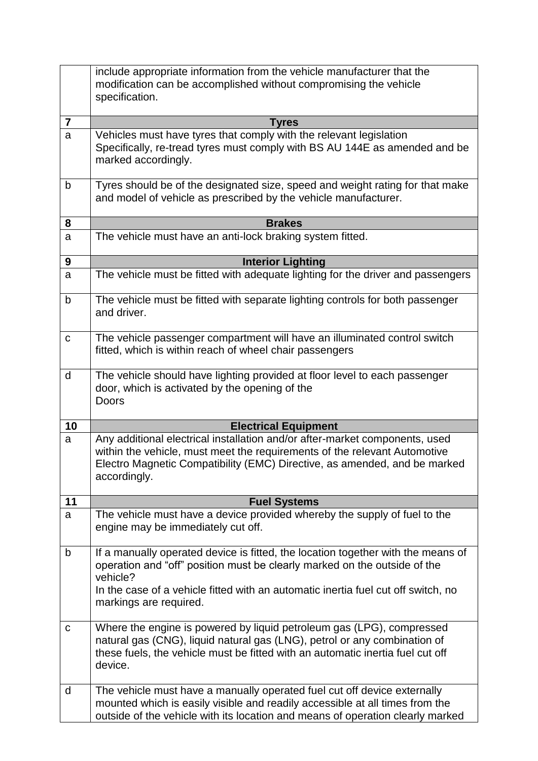| | |
|---|---|
| | include appropriate information from the vehicle manufacturer that the modification can be accomplished without compromising the vehicle specification. |
| **7** | **Tyres** |
| a | Vehicles must have tyres that comply with the relevant legislation<br>Specifically, re-tread tyres must comply with BS AU 144E as amended and be marked accordingly. |
| b | Tyres should be of the designated size, speed and weight rating for that make and model of vehicle as prescribed by the vehicle manufacturer. |
| **8** | **Brakes** |
| a | The vehicle must have an anti-lock braking system fitted. |
| **9** | **Interior Lighting** |
| a | The vehicle must be fitted with adequate lighting for the driver and passengers |
| b | The vehicle must be fitted with separate lighting controls for both passenger and driver. |
| c | The vehicle passenger compartment will have an illuminated control switch fitted, which is within reach of wheel chair passengers |
| d | The vehicle should have lighting provided at floor level to each passenger door, which is activated by the opening of the<br>Doors |
| **10** | **Electrical Equipment** |
| a | Any additional electrical installation and/or after-market components, used within the vehicle, must meet the requirements of the relevant Automotive Electro Magnetic Compatibility (EMC) Directive, as amended, and be marked accordingly. |
| **11** | **Fuel Systems** |
| a | The vehicle must have a device provided whereby the supply of fuel to the engine may be immediately cut off. |
| b | If a manually operated device is fitted, the location together with the means of operation and "off" position must be clearly marked on the outside of the vehicle?<br>In the case of a vehicle fitted with an automatic inertia fuel cut off switch, no markings are required. |
| c | Where the engine is powered by liquid petroleum gas (LPG), compressed natural gas (CNG), liquid natural gas (LNG), petrol or any combination of these fuels, the vehicle must be fitted with an automatic inertia fuel cut off device. |
| d | The vehicle must have a manually operated fuel cut off device externally mounted which is easily visible and readily accessible at all times from the outside of the vehicle with its location and means of operation clearly marked |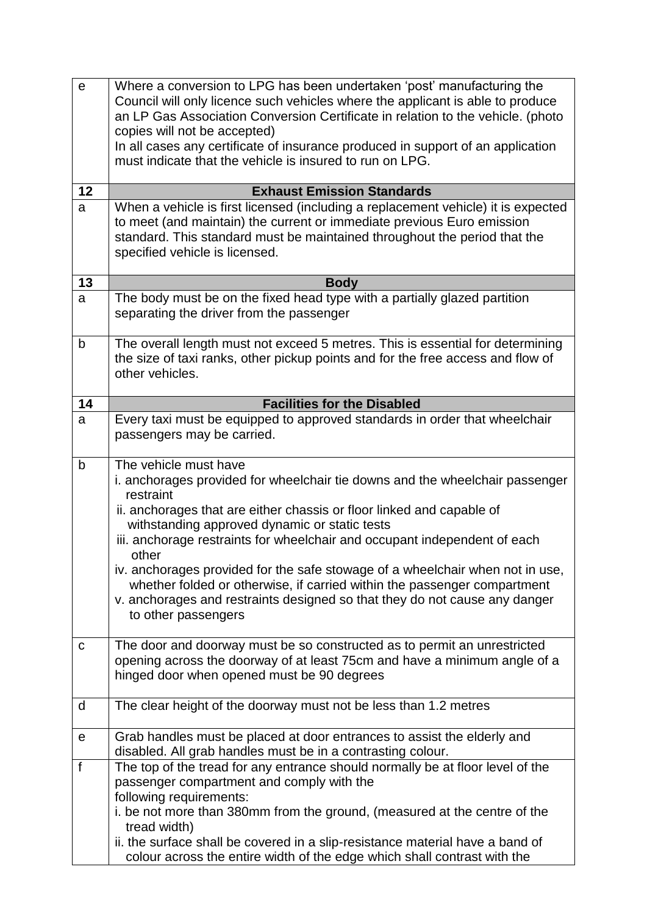| | |
|---|---|
| e | Where a conversion to LPG has been undertaken 'post' manufacturing the Council will only licence such vehicles where the applicant is able to produce an LP Gas Association Conversion Certificate in relation to the vehicle. (photo copies will not be accepted)<br>In all cases any certificate of insurance produced in support of an application must indicate that the vehicle is insured to run on LPG. |
| **12** | **Exhaust Emission Standards** |
| a | When a vehicle is first licensed (including a replacement vehicle) it is expected to meet (and maintain) the current or immediate previous Euro emission standard. This standard must be maintained throughout the period that the specified vehicle is licensed. |
| **13** | **Body** |
| a | The body must be on the fixed head type with a partially glazed partition separating the driver from the passenger |
| b | The overall length must not exceed 5 metres. This is essential for determining the size of taxi ranks, other pickup points and for the free access and flow of other vehicles. |
| **14** | **Facilities for the Disabled** |
| a | Every taxi must be equipped to approved standards in order that wheelchair passengers may be carried. |
| b | The vehicle must have<br>i. anchorages provided for wheelchair tie downs and the wheelchair passenger restraint<br>ii. anchorages that are either chassis or floor linked and capable of withstanding approved dynamic or static tests<br>iii. anchorage restraints for wheelchair and occupant independent of each other<br>iv. anchorages provided for the safe stowage of a wheelchair when not in use, whether folded or otherwise, if carried within the passenger compartment<br>v. anchorages and restraints designed so that they do not cause any danger to other passengers |
| c | The door and doorway must be so constructed as to permit an unrestricted opening across the doorway of at least 75cm and have a minimum angle of a hinged door when opened must be 90 degrees |
| d | The clear height of the doorway must not be less than 1.2 metres |
| e | Grab handles must be placed at door entrances to assist the elderly and disabled. All grab handles must be in a contrasting colour. |
| f | The top of the tread for any entrance should normally be at floor level of the passenger compartment and comply with the following requirements:<br>i. be not more than 380mm from the ground, (measured at the centre of the tread width)<br>ii. the surface shall be covered in a slip-resistance material have a band of colour across the entire width of the edge which shall contrast with the |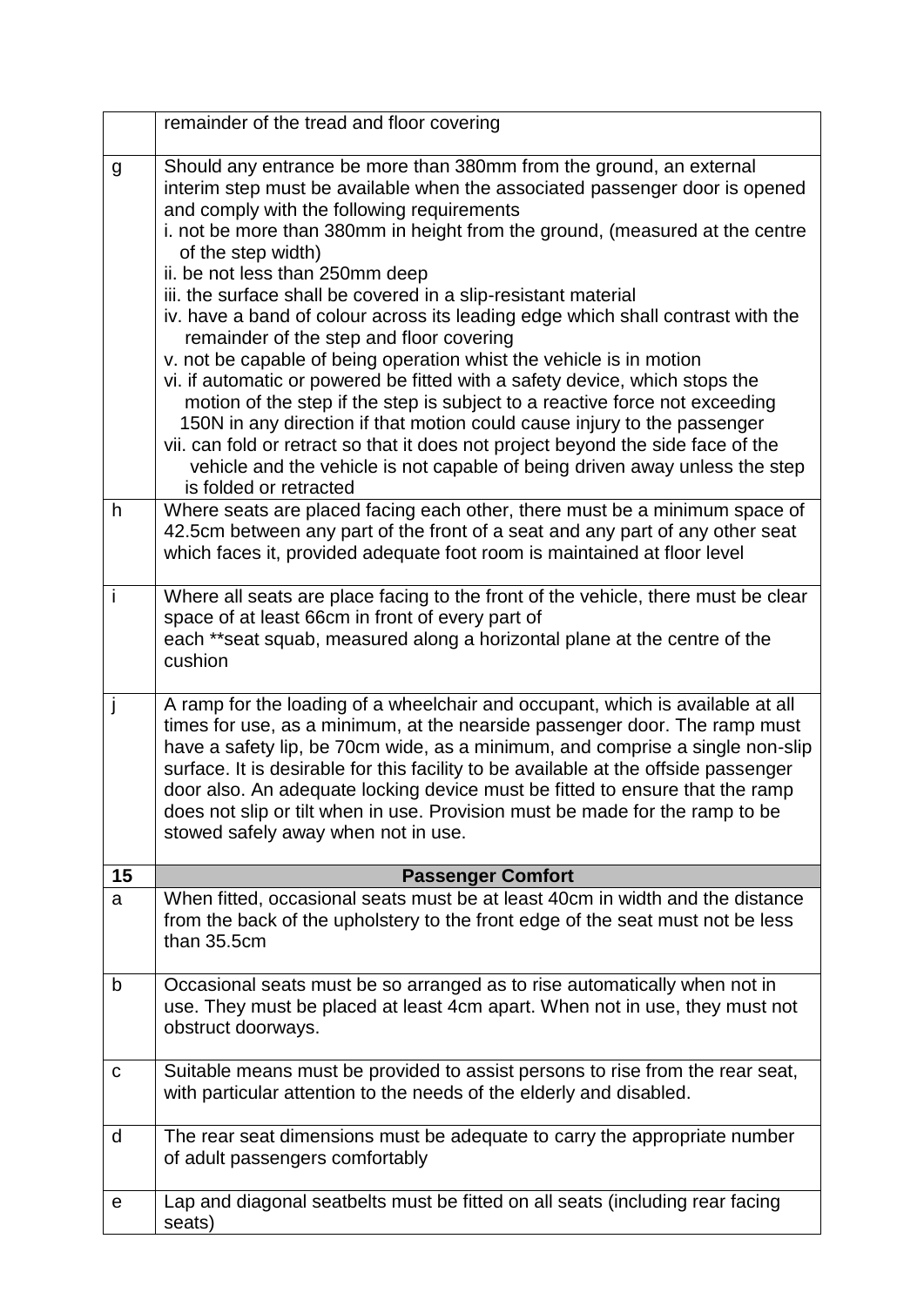| | |
|---|---|
| | remainder of the tread and floor covering |
| g | Should any entrance be more than 380mm from the ground, an external interim step must be available when the associated passenger door is opened and comply with the following requirements<br>i. not be more than 380mm in height from the ground, (measured at the centre of the step width)<br>ii. be not less than 250mm deep<br>iii. the surface shall be covered in a slip-resistant material<br>iv. have a band of colour across its leading edge which shall contrast with the remainder of the step and floor covering<br>v. not be capable of being operation whist the vehicle is in motion<br>vi. if automatic or powered be fitted with a safety device, which stops the motion of the step if the step is subject to a reactive force not exceeding 150N in any direction if that motion could cause injury to the passenger<br>vii. can fold or retract so that it does not project beyond the side face of the vehicle and the vehicle is not capable of being driven away unless the step is folded or retracted |
| h | Where seats are placed facing each other, there must be a minimum space of 42.5cm between any part of the front of a seat and any part of any other seat which faces it, provided adequate foot room is maintained at floor level |
| i | Where all seats are place facing to the front of the vehicle, there must be clear space of at least 66cm in front of every part of each **seat squab, measured along a horizontal plane at the centre of the cushion |
| j | A ramp for the loading of a wheelchair and occupant, which is available at all times for use, as a minimum, at the nearside passenger door. The ramp must have a safety lip, be 70cm wide, as a minimum, and comprise a single non-slip surface. It is desirable for this facility to be available at the offside passenger door also. An adequate locking device must be fitted to ensure that the ramp does not slip or tilt when in use. Provision must be made for the ramp to be stowed safely away when not in use. |
| **15** | **Passenger Comfort** |
| a | When fitted, occasional seats must be at least 40cm in width and the distance from the back of the upholstery to the front edge of the seat must not be less than 35.5cm |
| b | Occasional seats must be so arranged as to rise automatically when not in use. They must be placed at least 4cm apart. When not in use, they must not obstruct doorways. |
| c | Suitable means must be provided to assist persons to rise from the rear seat, with particular attention to the needs of the elderly and disabled. |
| d | The rear seat dimensions must be adequate to carry the appropriate number of adult passengers comfortably |
| e | Lap and diagonal seatbelts must be fitted on all seats (including rear facing seats) |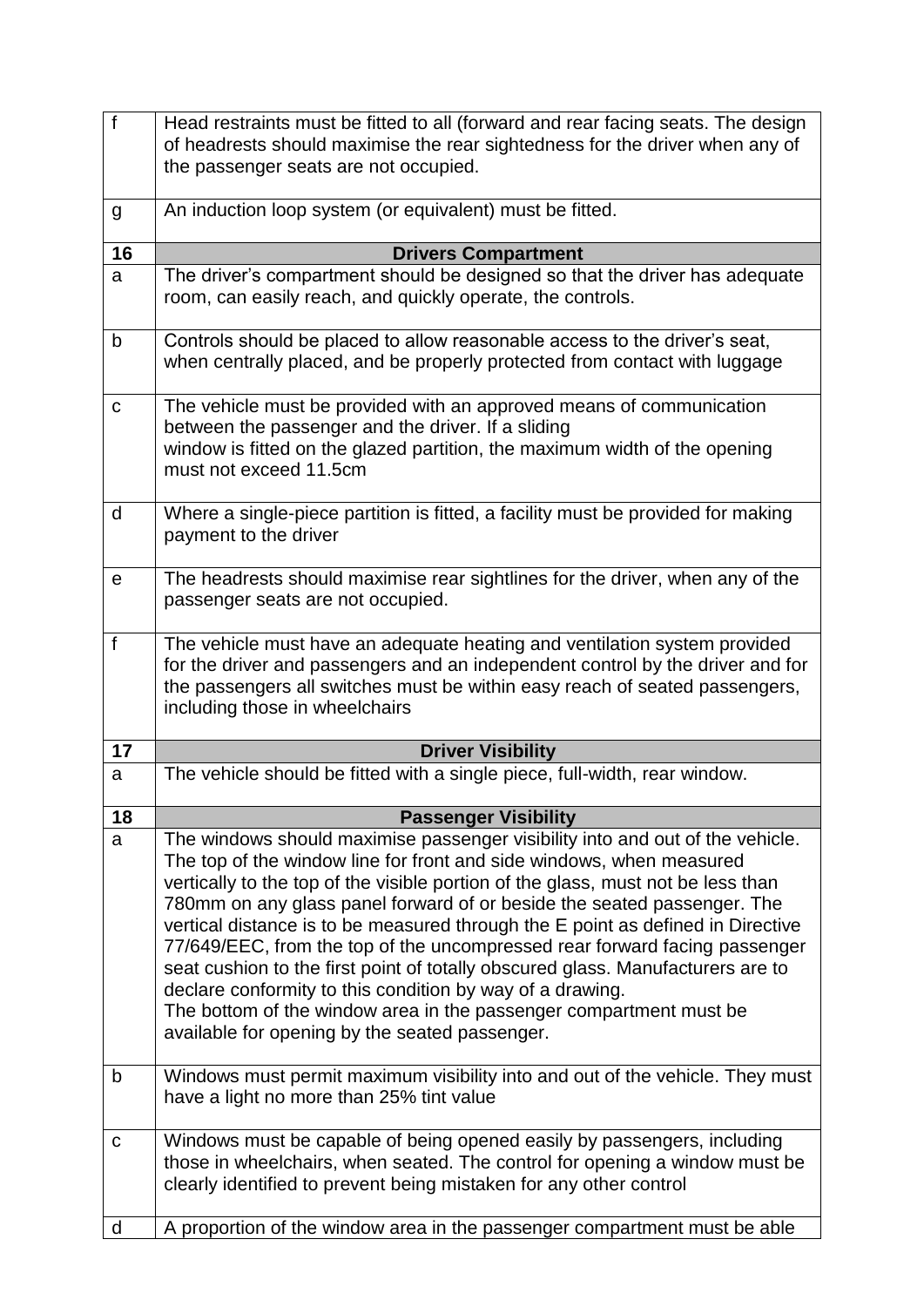| | |
|---|---|
| f | Head restraints must be fitted to all (forward and rear facing seats. The design of headrests should maximise the rear sightedness for the driver when any of the passenger seats are not occupied. |
| g | An induction loop system (or equivalent) must be fitted. |
| **16** | **Drivers Compartment** |
| a | The driver's compartment should be designed so that the driver has adequate room, can easily reach, and quickly operate, the controls. |
| b | Controls should be placed to allow reasonable access to the driver's seat, when centrally placed, and be properly protected from contact with luggage |
| c | The vehicle must be provided with an approved means of communication between the passenger and the driver. If a sliding window is fitted on the glazed partition, the maximum width of the opening must not exceed 11.5cm |
| d | Where a single-piece partition is fitted, a facility must be provided for making payment to the driver |
| e | The headrests should maximise rear sightlines for the driver, when any of the passenger seats are not occupied. |
| f | The vehicle must have an adequate heating and ventilation system provided for the driver and passengers and an independent control by the driver and for the passengers all switches must be within easy reach of seated passengers, including those in wheelchairs |
| **17** | **Driver Visibility** |
| a | The vehicle should be fitted with a single piece, full-width, rear window. |
| **18** | **Passenger Visibility** |
| a | The windows should maximise passenger visibility into and out of the vehicle. The top of the window line for front and side windows, when measured vertically to the top of the visible portion of the glass, must not be less than 780mm on any glass panel forward of or beside the seated passenger. The vertical distance is to be measured through the E point as defined in Directive 77/649/EEC, from the top of the uncompressed rear forward facing passenger seat cushion to the first point of totally obscured glass. Manufacturers are to declare conformity to this condition by way of a drawing. The bottom of the window area in the passenger compartment must be available for opening by the seated passenger. |
| b | Windows must permit maximum visibility into and out of the vehicle. They must have a light no more than 25% tint value |
| c | Windows must be capable of being opened easily by passengers, including those in wheelchairs, when seated. The control for opening a window must be clearly identified to prevent being mistaken for any other control |
| d | A proportion of the window area in the passenger compartment must be able |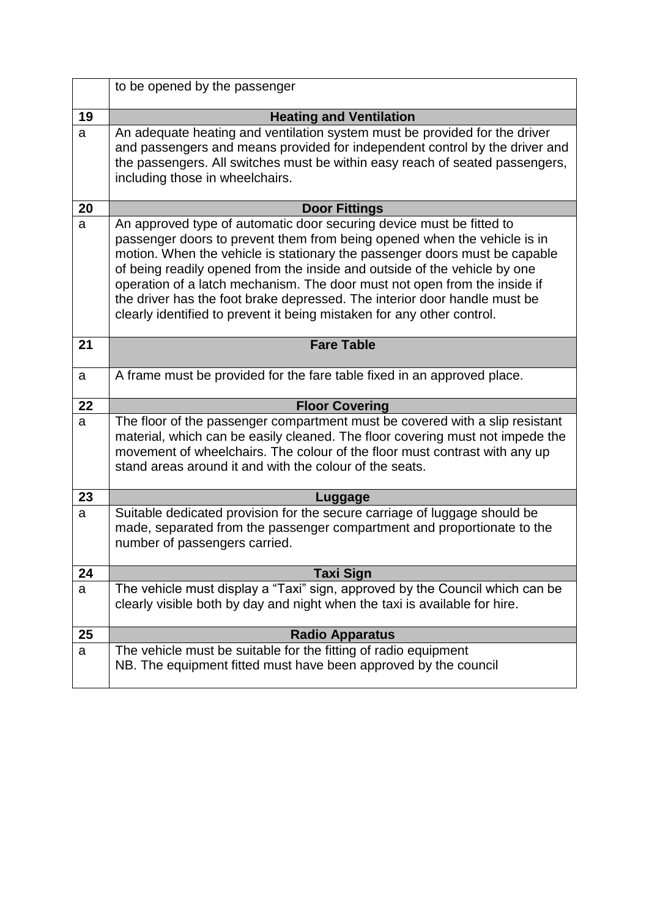| | |
|---|---|
| | to be opened by the passenger |
| **19** | **Heating and Ventilation** |
| a | An adequate heating and ventilation system must be provided for the driver and passengers and means provided for independent control by the driver and the passengers. All switches must be within easy reach of seated passengers, including those in wheelchairs. |
| **20** | **Door Fittings** |
| a | An approved type of automatic door securing device must be fitted to passenger doors to prevent them from being opened when the vehicle is in motion. When the vehicle is stationary the passenger doors must be capable of being readily opened from the inside and outside of the vehicle by one operation of a latch mechanism. The door must not open from the inside if the driver has the foot brake depressed. The interior door handle must be clearly identified to prevent it being mistaken for any other control. |
| **21** | **Fare Table** |
| a | A frame must be provided for the fare table fixed in an approved place. |
| **22** | **Floor Covering** |
| a | The floor of the passenger compartment must be covered with a slip resistant material, which can be easily cleaned. The floor covering must not impede the movement of wheelchairs. The colour of the floor must contrast with any up stand areas around it and with the colour of the seats. |
| **23** | **Luggage** |
| a | Suitable dedicated provision for the secure carriage of luggage should be made, separated from the passenger compartment and proportionate to the number of passengers carried. |
| **24** | **Taxi Sign** |
| a | The vehicle must display a "Taxi" sign, approved by the Council which can be clearly visible both by day and night when the taxi is available for hire. |
| **25** | **Radio Apparatus** |
| a | The vehicle must be suitable for the fitting of radio equipment<br>NB. The equipment fitted must have been approved by the council |